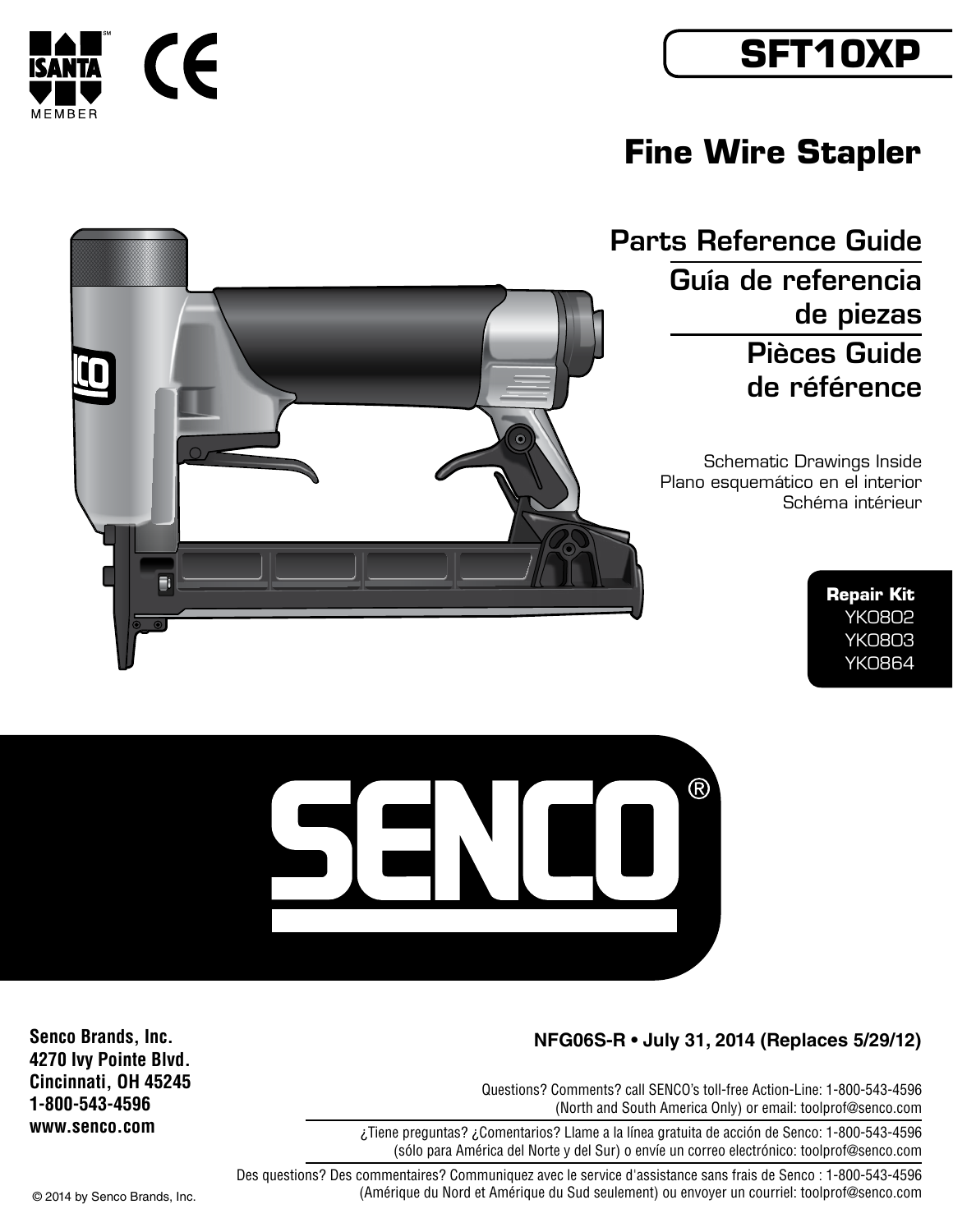ISANTA MEMBER

# SFT10XP

## Fine Wire Stapler

### Parts Reference Guide

### Guía de referencia de piezas

### Pièces Guide de référence

Schematic Drawings Inside
Plano esquemático en el interior
Schéma intérieur

**Repair Kit**
YK0802
YK0803
YK0864

# SENCO®

**Senco Brands, Inc.**
**4270 Ivy Pointe Blvd.**
**Cincinnati, OH 45245**
**1-800-543-4596**
**www.senco.com**

**NFG06S-R • July 31, 2014 (Replaces 5/29/12)**

Questions? Comments? call SENCO's toll-free Action-Line: 1-800-543-4596 (North and South America Only) or email: toolprof@senco.com

¿Tiene preguntas? ¿Comentarios? Llame a la línea gratuita de acción de Senco: 1-800-543-4596 (sólo para América del Norte y del Sur) o envíe un correo electrónico: toolprof@senco.com

Des questions? Des commentaires? Communiquez avec le service d'assistance sans frais de Senco : 1-800-543-4596 (Amérique du Nord et Amérique du Sud seulement) ou envoyer un courriel: toolprof@senco.com

© 2014 by Senco Brands, Inc.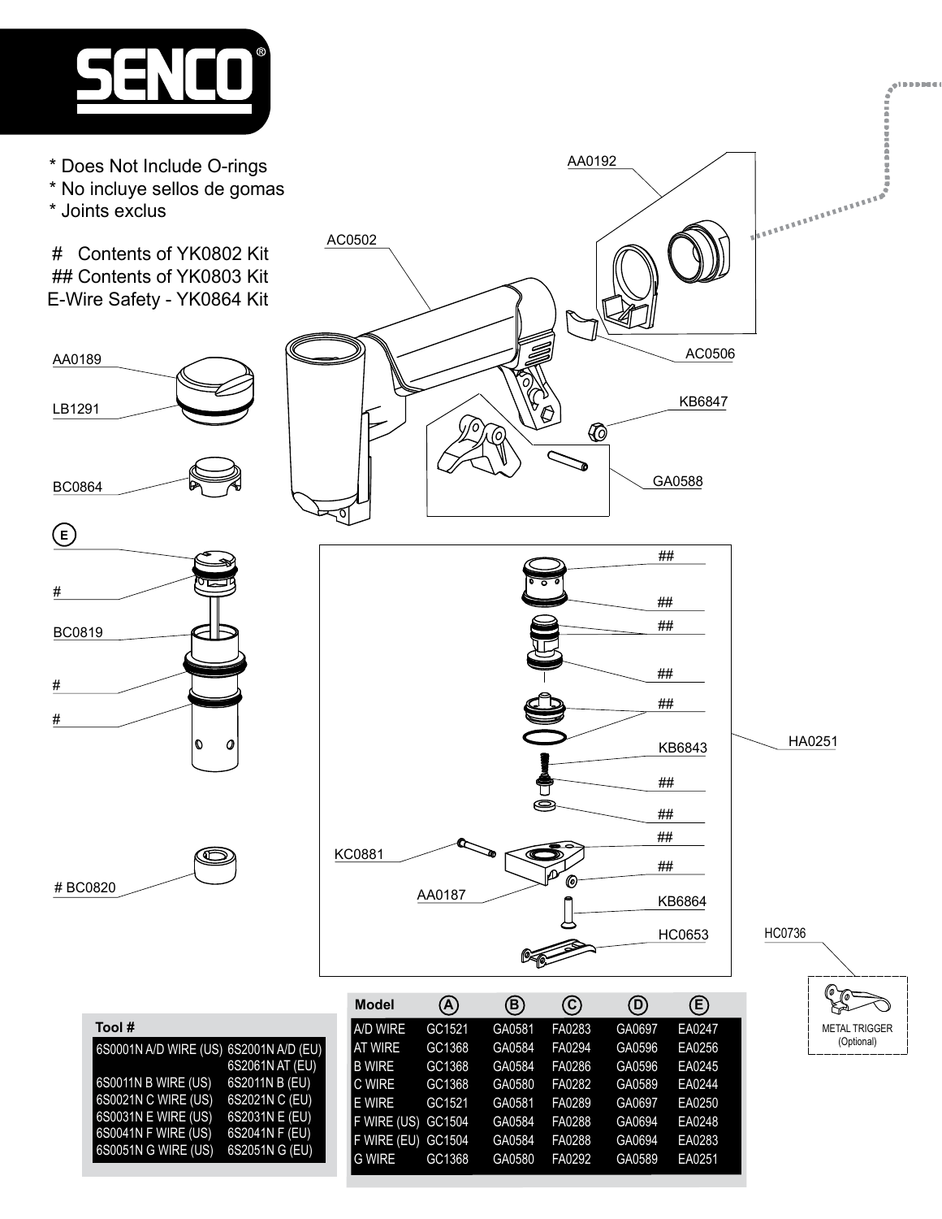* Does Not Include O-rings
* No incluye sellos de gomas
* Joints exclus

# Contents of YK0802 Kit
## Contents of YK0803 Kit
E-Wire Safety - YK0864 Kit

AA0192

AC0502

AC0506

KB6847

GA0588

AA0189

LB1291

BC0864

(E)

#

BC0819

#

#

# BC0820

##

##

##

##

##

KB6843

HA0251

##

##

##

KC0881

##

AA0187

KB6864

HC0653

HC0736

METAL TRIGGER (Optional)

| Tool # | |
|---|---|
| 6S0001N A/D WIRE (US) | 6S2001N A/D (EU) |
| | 6S2061N AT (EU) |
| 6S0011N B WIRE (US) | 6S2011N B (EU) |
| 6S0021N C WIRE (US) | 6S2021N C (EU) |
| 6S0031N E WIRE (US) | 6S2031N E (EU) |
| 6S0041N F WIRE (US) | 6S2041N F (EU) |
| 6S0051N G WIRE (US) | 6S2051N G (EU) |

| Model | (A) | (B) | (C) | (D) | (E) |
|---|---|---|---|---|---|
| A/D WIRE | GC1521 | GA0581 | FA0283 | GA0697 | EA0247 |
| AT WIRE | GC1368 | GA0584 | FA0294 | GA0596 | EA0256 |
| B WIRE | GC1368 | GA0584 | FA0286 | GA0596 | EA0245 |
| C WIRE | GC1368 | GA0580 | FA0282 | GA0589 | EA0244 |
| E WIRE | GC1521 | GA0581 | FA0289 | GA0697 | EA0250 |
| F WIRE (US) | GC1504 | GA0584 | FA0288 | GA0694 | EA0248 |
| F WIRE (EU) | GC1504 | GA0584 | FA0288 | GA0694 | EA0283 |
| G WIRE | GC1368 | GA0580 | FA0292 | GA0589 | EA0251 |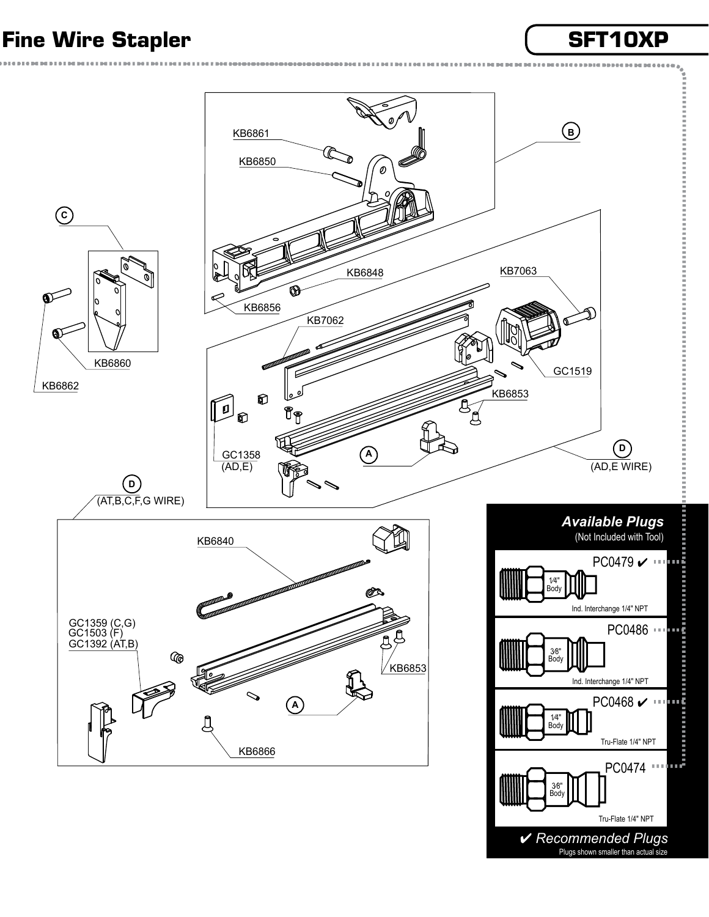# Fine Wire Stapler

## SFT10XP

B

KB6861

KB6850

KB6848

KB6856

KB7063

KB7062

GC1519

KB6853

C

KB6860

KB6862

GC1358 (AD,E)

A

D (AD,E WIRE)

D (AT,B,C,F,G WIRE)

KB6840

GC1359 (C,G)
GC1503 (F)
GC1392 (AT,B)

KB6853

A

KB6866

### Available Plugs

(Not Included with Tool)

PC0479 ✔ — 1/4" Body — Ind. Interchange 1/4" NPT

PC0486 — 3/8" Body — Ind. Interchange 1/4" NPT

PC0468 ✔ — 1/4" Body — Tru-Flate 1/4" NPT

PC0474 — 3/8" Body — Tru-Flate 1/4" NPT

✔ *Recommended Plugs*

Plugs shown smaller than actual size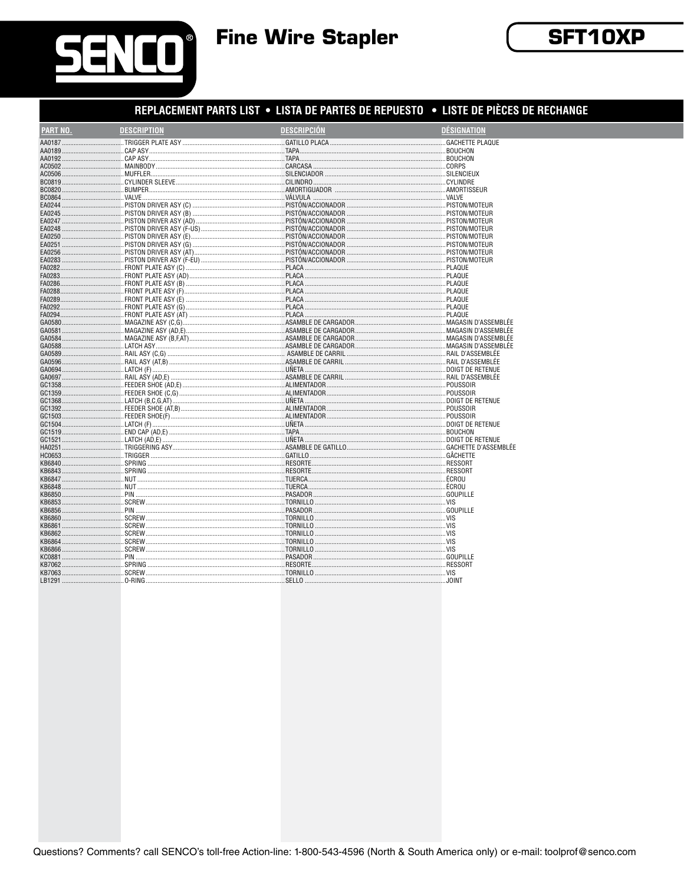# SENCO® Fine Wire Stapler

## SFT10XP

## REPLACEMENT PARTS LIST • LISTA DE PARTES DE REPUESTO • LISTE DE PIÈCES DE RECHANGE

| PART NO. | DESCRIPTION | DESCRIPCIÓN | DÉSIGNATION |
|---|---|---|---|
| AA0187 | TRIGGER PLATE ASY | GATILLO PLACA | GACHETTE PLAQUE |
| AA0189 | CAP ASY | TAPA | BOUCHON |
| AA0192 | CAP ASY | TAPA | BOUCHON |
| AC0502 | MAINBODY | CARCASA | CORPS |
| AC0506 | MUFFLER | SILENCIADOR | SILENCIEUX |
| BC0819 | CYLINDER SLEEVE | CILINDRO | CYLINDRE |
| BC0820 | BUMPER | AMORTIGUADOR | AMORTISSEUR |
| BC0864 | VALVE | VÁLVULA | VALVE |
| EA0244 | PISTON DRIVER ASY (C) | PISTÓN/ACCIONADOR | PISTON/MOTEUR |
| EA0245 | PISTON DRIVER ASY (B) | PISTÓN/ACCIONADOR | PISTON/MOTEUR |
| EA0247 | PISTON DRIVER ASY (AD) | PISTÓN/ACCIONADOR | PISTON/MOTEUR |
| EA0248 | PISTON DRIVER ASY (F-US) | PISTÓN/ACCIONADOR | PISTON/MOTEUR |
| EA0250 | PISTON DRIVER ASY (E) | PISTÓN/ACCIONADOR | PISTON/MOTEUR |
| EA0251 | PISTON DRIVER ASY (G) | PISTÓN/ACCIONADOR | PISTON/MOTEUR |
| EA0256 | PISTON DRIVER ASY (AT) | PISTÓN/ACCIONADOR | PISTON/MOTEUR |
| EA0283 | PISTON DRIVER ASY (F-EU) | PISTÓN/ACCIONADOR | PISTON/MOTEUR |
| FA0282 | FRONT PLATE ASY (C) | PLACA | PLAQUE |
| FA0283 | FRONT PLATE ASY (AD) | PLACA | PLAQUE |
| FA0286 | FRONT PLATE ASY (B) | PLACA | PLAQUE |
| FA0288 | FRONT PLATE ASY (F) | PLACA | PLAQUE |
| FA0289 | FRONT PLATE ASY (E) | PLACA | PLAQUE |
| FA0292 | FRONT PLATE ASY (G) | PLACA | PLAQUE |
| FA0294 | FRONT PLATE ASY (AT) | PLACA | PLAQUE |
| GA0580 | MAGAZINE ASY (C,G) | ASAMBLE DE CARGADOR | MAGASIN D'ASSEMBLÉE |
| GA0581 | MAGAZINE ASY (AD,E) | ASAMBLE DE CARGADOR | MAGASIN D'ASSEMBLÉE |
| GA0584 | MAGAZINE ASY (B,F,AT) | ASAMBLE DE CARGADOR | MAGASIN D'ASSEMBLÉE |
| GA0588 | LATCH ASY | ASAMBLE DE CARGADOR | MAGASIN D'ASSEMBLÉE |
| GA0589 | RAIL ASY (C,G) | ASAMBLE DE CARRIL | RAIL D'ASSEMBLÉE |
| GA0596 | RAIL ASY (AT,B) | ASAMBLE DE CARRIL | RAIL D'ASSEMBLÉE |
| GA0694 | LATCH (F) | UÑETA | DOIGT DE RETENUE |
| GA0697 | RAIL ASY (AD,E) | ASAMBLE DE CARRIL | RAIL D'ASSEMBLÉE |
| GC1358 | FEEDER SHOE (AD,E) | ALIMENTADOR | POUSSOIR |
| GC1359 | FEEDER SHOE (C,G) | ALIMENTADOR | POUSSOIR |
| GC1368 | LATCH (B,C,G,AT) | UÑETA | DOIGT DE RETENUE |
| GC1392 | FEEDER SHOE (AT,B) | ALIMENTADOR | POUSSOIR |
| GC1503 | FEEDER SHOE(F) | ALIMENTADOR | POUSSOIR |
| GC1504 | LATCH (F) | UÑETA | DOIGT DE RETENUE |
| GC1519 | END CAP (AD,E) | TAPA | BOUCHON |
| GC1521 | LATCH (AD,E) | UÑETA | DOIGT DE RETENUE |
| HA0251 | TRIGGERING ASY | ASAMBLE DE GATILLO | GACHETTE D'ASSEMBLÉE |
| HC0653 | TRIGGER | GATILLO | GÂCHETTE |
| KB6840 | SPRING | RESORTE | RESSORT |
| KB6843 | SPRING | RESORTE | RESSORT |
| KB6847 | NUT | TUERCA | ÉCROU |
| KB6848 | NUT | TUERCA | ÉCROU |
| KB6850 | PIN | PASADOR | GOUPILLE |
| KB6853 | SCREW | TORNILLO | VIS |
| KB6856 | PIN | PASADOR | GOUPILLE |
| KB6860 | SCREW | TORNILLO | VIS |
| KB6861 | SCREW | TORNILLO | VIS |
| KB6862 | SCREW | TORNILLO | VIS |
| KB6864 | SCREW | TORNILLO | VIS |
| KB6866 | SCREW | TORNILLO | VIS |
| KC0881 | PIN | PASADOR | GOUPILLE |
| KB7062 | SPRING | RESORTE | RESSORT |
| KB7063 | SCREW | TORNILLO | VIS |
| LB1291 | O-RING | SELLO | JOINT |

Questions? Comments? call SENCO's toll-free Action-line: 1-800-543-4596 (North & South America only) or e-mail: toolprof@senco.com